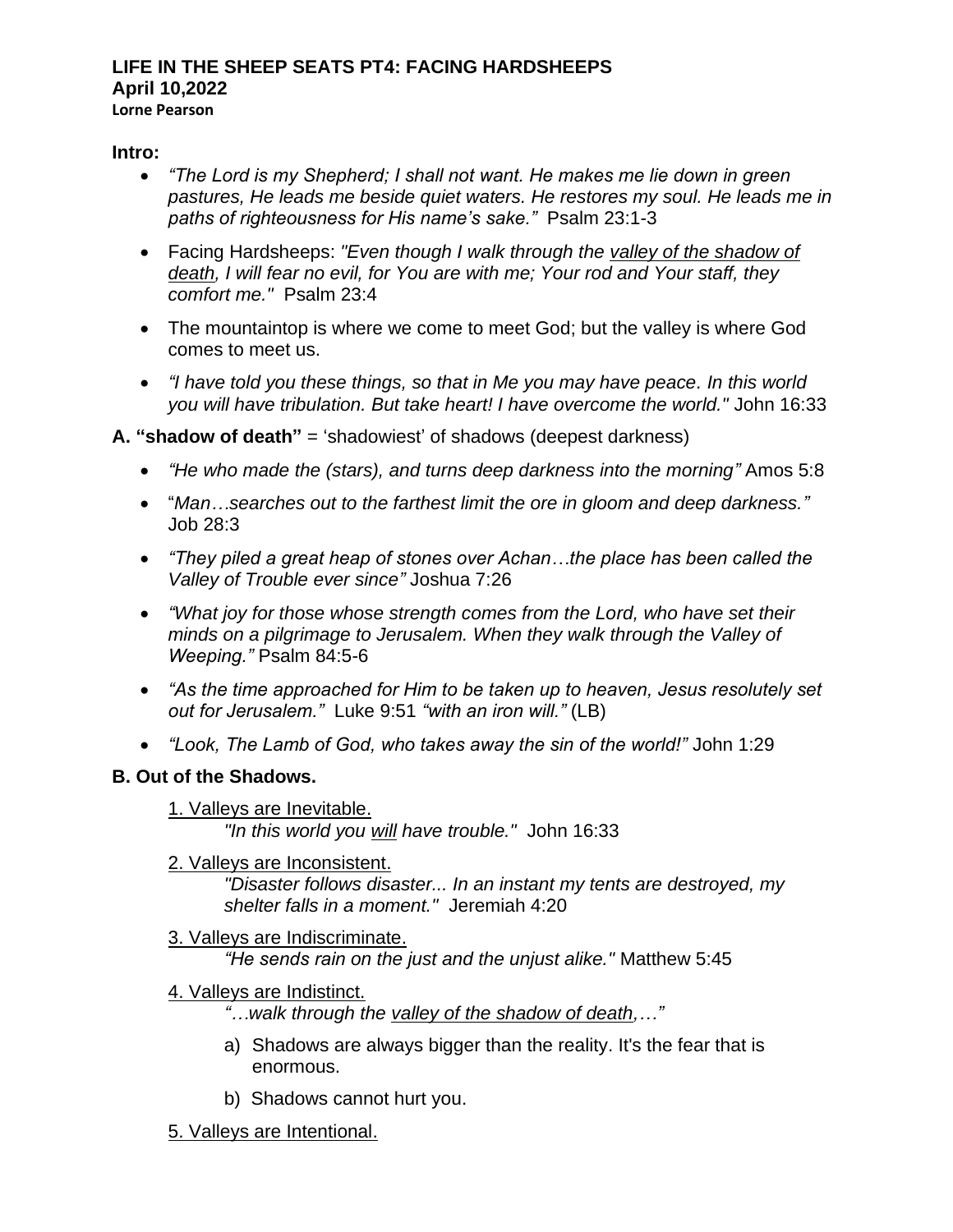**LIFE IN THE SHEEP SEATS PT4: FACING HARDSHEEPS**
**April 10,2022**
**Lorne Pearson**

**Intro:**

- *"The Lord is my Shepherd; I shall not want. He makes me lie down in green pastures, He leads me beside quiet waters. He restores my soul. He leads me in paths of righteousness for His name's sake."* Psalm 23:1-3
- Facing Hardsheeps: *"Even though I walk through the valley of the shadow of death, I will fear no evil, for You are with me; Your rod and Your staff, they comfort me."* Psalm 23:4
- The mountaintop is where we come to meet God; but the valley is where God comes to meet us.
- *"I have told you these things, so that in Me you may have peace. In this world you will have tribulation. But take heart! I have overcome the world."* John 16:33

**A. "shadow of death"** = 'shadowiest' of shadows (deepest darkness)

- *"He who made the (stars), and turns deep darkness into the morning"* Amos 5:8
- "*Man…searches out to the farthest limit the ore in gloom and deep darkness."* Job 28:3
- *"They piled a great heap of stones over Achan…the place has been called the Valley of Trouble ever since"* Joshua 7:26
- *"What joy for those whose strength comes from the Lord, who have set their minds on a pilgrimage to Jerusalem. When they walk through the Valley of Weeping."* Psalm 84:5-6
- *"As the time approached for Him to be taken up to heaven, Jesus resolutely set out for Jerusalem."* Luke 9:51 *"with an iron will."* (LB)
- *"Look, The Lamb of God, who takes away the sin of the world!"* John 1:29

**B. Out of the Shadows.**

1. Valleys are Inevitable.
   *"In this world you will have trouble."* John 16:33
2. Valleys are Inconsistent.
   *"Disaster follows disaster... In an instant my tents are destroyed, my shelter falls in a moment."* Jeremiah 4:20
3. Valleys are Indiscriminate.
   *"He sends rain on the just and the unjust alike."* Matthew 5:45
4. Valleys are Indistinct.
   *"…walk through the valley of the shadow of death,…"*
   a) Shadows are always bigger than the reality. It's the fear that is enormous.
   b) Shadows cannot hurt you.
5. Valleys are Intentional.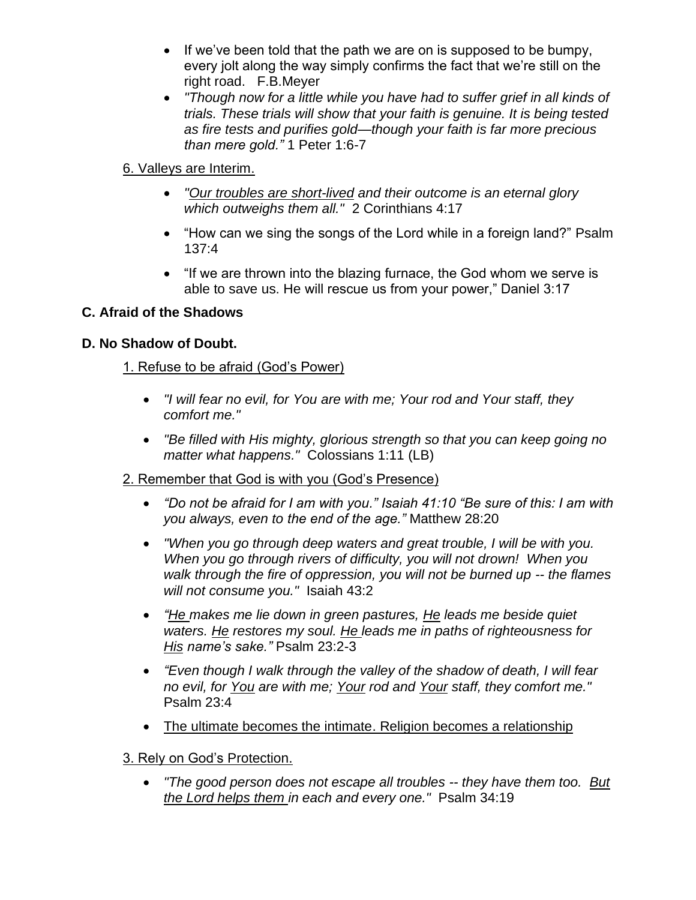- If we've been told that the path we are on is supposed to be bumpy, every jolt along the way simply confirms the fact that we're still on the right road. F.B.Meyer
- *"Though now for a little while you have had to suffer grief in all kinds of trials. These trials will show that your faith is genuine. It is being tested as fire tests and purifies gold—though your faith is far more precious than mere gold."* 1 Peter 1:6-7

<u>6. Valleys are Interim.</u>

- *"<u>Our troubles are short-lived</u> and their outcome is an eternal glory which outweighs them all."* 2 Corinthians 4:17
- "How can we sing the songs of the Lord while in a foreign land?" Psalm 137:4
- "If we are thrown into the blazing furnace, the God whom we serve is able to save us. He will rescue us from your power," Daniel 3:17

**C. Afraid of the Shadows**

**D. No Shadow of Doubt.**

<u>1. Refuse to be afraid (God's Power)</u>

- *"I will fear no evil, for You are with me; Your rod and Your staff, they comfort me."*
- *"Be filled with His mighty, glorious strength so that you can keep going no matter what happens."* Colossians 1:11 (LB)

<u>2. Remember that God is with you (God's Presence)</u>

- *"Do not be afraid for I am with you." Isaiah 41:10 "Be sure of this: I am with you always, even to the end of the age."* Matthew 28:20
- *"When you go through deep waters and great trouble, I will be with you. When you go through rivers of difficulty, you will not drown! When you walk through the fire of oppression, you will not be burned up -- the flames will not consume you."* Isaiah 43:2
- *"<u>He</u> makes me lie down in green pastures, <u>He</u> leads me beside quiet waters. <u>He</u> restores my soul. <u>He</u> leads me in paths of righteousness for <u>His</u> name's sake."* Psalm 23:2-3
- *"Even though I walk through the valley of the shadow of death, I will fear no evil, for <u>You</u> are with me; <u>Your</u> rod and <u>Your</u> staff, they comfort me."* Psalm 23:4
- <u>The ultimate becomes the intimate. Religion becomes a relationship</u>

<u>3. Rely on God's Protection.</u>

- *"The good person does not escape all troubles -- they have them too. <u>But the Lord helps them</u> in each and every one."* Psalm 34:19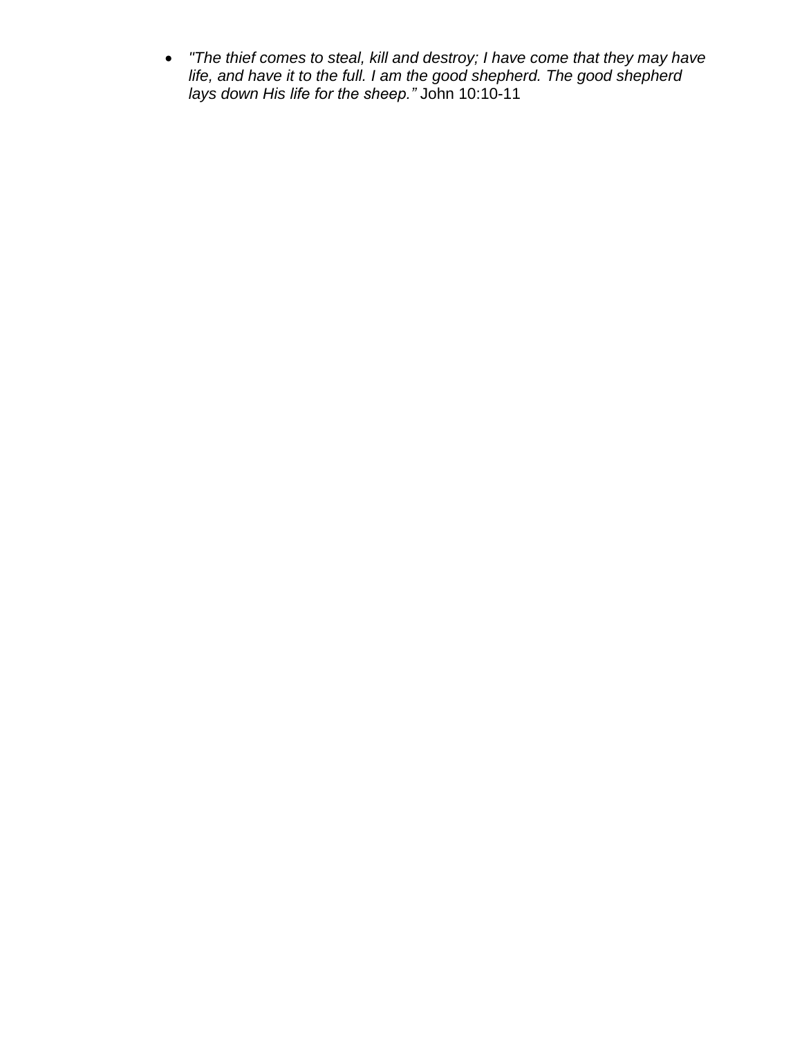- *"The thief comes to steal, kill and destroy; I have come that they may have life, and have it to the full. I am the good shepherd. The good shepherd lays down His life for the sheep."* John 10:10-11